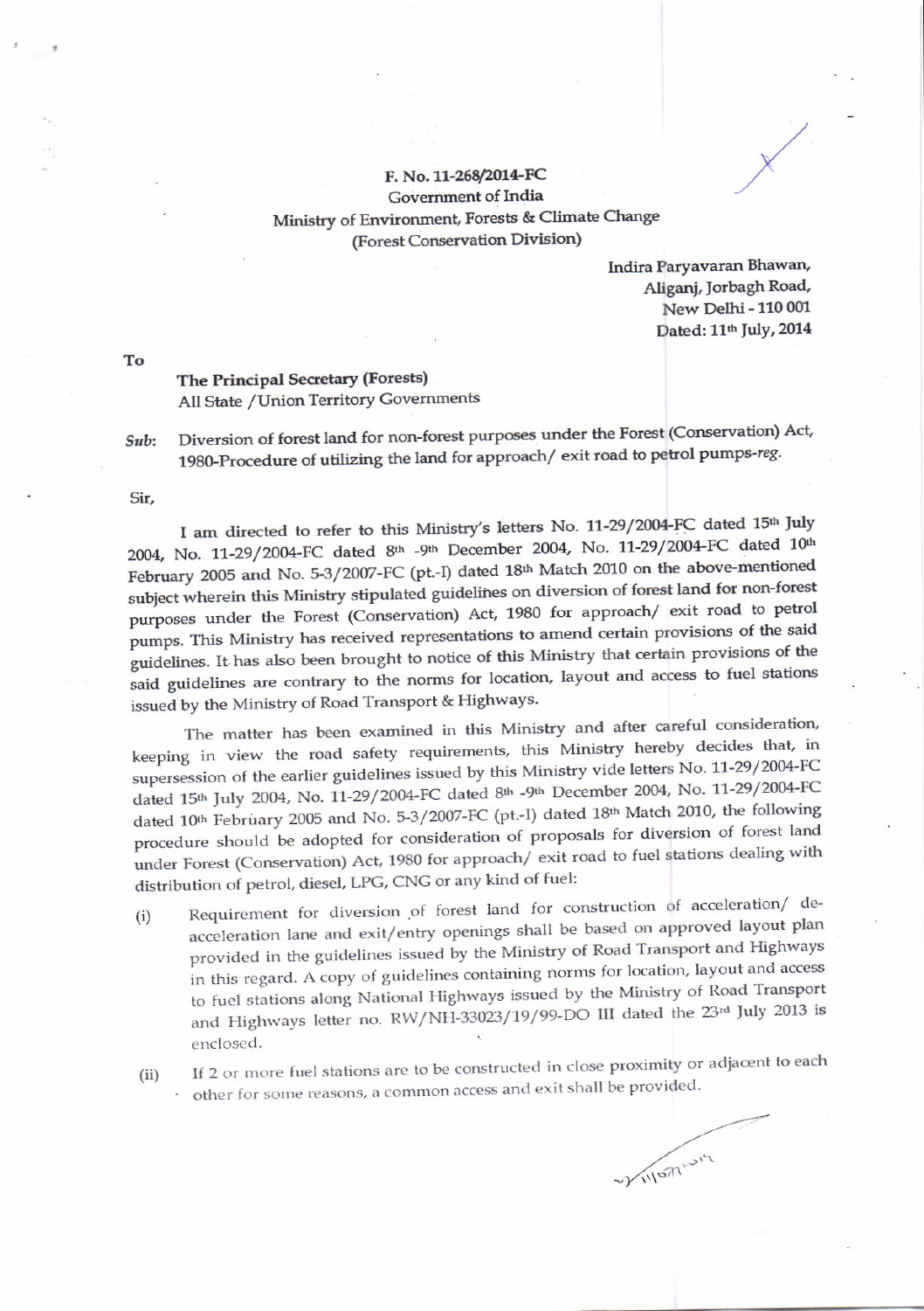**F. No. 11-268/2014-FC**
Government of India
Ministry of Environment, Forests & Climate Change
(Forest Conservation Division)

Indira Paryavaran Bhawan,
Aliganj, Jorbagh Road,
New Delhi - 110 001
Dated: 11th July, 2014

To

**The Principal Secretary (Forests)**
All State /Union Territory Governments

*Sub*: Diversion of forest land for non-forest purposes under the Forest (Conservation) Act, 1980-Procedure of utilizing the land for approach/ exit road to petrol pumps-*reg*.

Sir,

I am directed to refer to this Ministry's letters No. 11-29/2004-FC dated 15th July 2004, No. 11-29/2004-FC dated 8th -9th December 2004, No. 11-29/2004-FC dated 10th February 2005 and No. 5-3/2007-FC (pt.-I) dated 18th Match 2010 on the above-mentioned subject wherein this Ministry stipulated guidelines on diversion of forest land for non-forest purposes under the Forest (Conservation) Act, 1980 for approach/ exit road to petrol pumps. This Ministry has received representations to amend certain provisions of the said guidelines. It has also been brought to notice of this Ministry that certain provisions of the said guidelines are contrary to the norms for location, layout and access to fuel stations issued by the Ministry of Road Transport & Highways.

The matter has been examined in this Ministry and after careful consideration, keeping in view the road safety requirements, this Ministry hereby decides that, in supersession of the earlier guidelines issued by this Ministry vide letters No. 11-29/2004-FC dated 15th July 2004, No. 11-29/2004-FC dated 8th -9th December 2004, No. 11-29/2004-FC dated 10th February 2005 and No. 5-3/2007-FC (pt.-I) dated 18th Match 2010, the following procedure should be adopted for consideration of proposals for diversion of forest land under Forest (Conservation) Act, 1980 for approach/ exit road to fuel stations dealing with distribution of petrol, diesel, LPG, CNG or any kind of fuel:

(i) Requirement for diversion of forest land for construction of acceleration/ de-acceleration lane and exit/entry openings shall be based on approved layout plan provided in the guidelines issued by the Ministry of Road Transport and Highways in this regard. A copy of guidelines containing norms for location, layout and access to fuel stations along National Highways issued by the Ministry of Road Transport and Highways letter no. RW/NH-33023/19/99-DO III dated the 23rd July 2013 is enclosed.

(ii) If 2 or more fuel stations are to be constructed in close proximity or adjacent to each other for some reasons, a common access and exit shall be provided.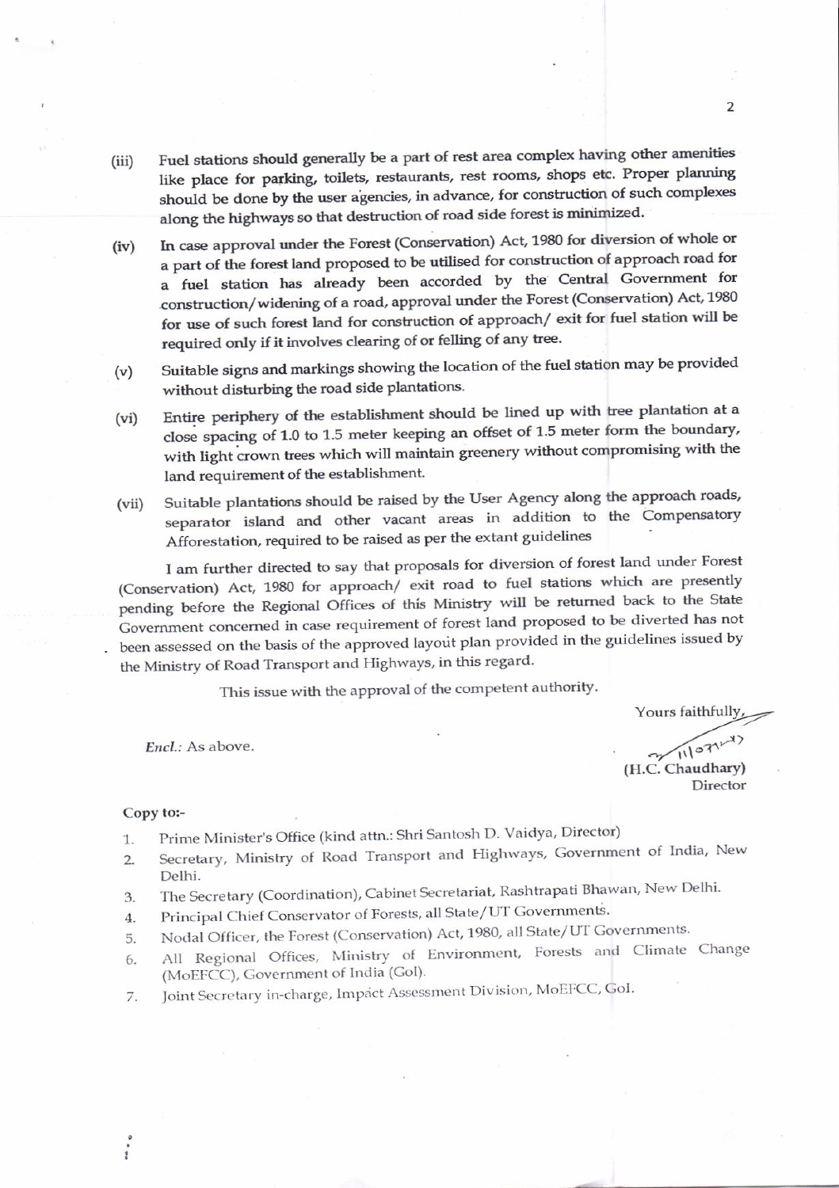(iii) Fuel stations should generally be a part of rest area complex having other amenities like place for parking, toilets, restaurants, rest rooms, shops etc. Proper planning should be done by the user agencies, in advance, for construction of such complexes along the highways so that destruction of road side forest is minimized.

(iv) In case approval under the Forest (Conservation) Act, 1980 for diversion of whole or a part of the forest land proposed to be utilised for construction of approach road for a fuel station has already been accorded by the Central Government for construction/widening of a road, approval under the Forest (Conservation) Act, 1980 for use of such forest land for construction of approach/ exit for fuel station will be required only if it involves clearing of or felling of any tree.

(v) Suitable signs and markings showing the location of the fuel station may be provided without disturbing the road side plantations.

(vi) Entire periphery of the establishment should be lined up with tree plantation at a close spacing of 1.0 to 1.5 meter keeping an offset of 1.5 meter form the boundary, with light crown trees which will maintain greenery without compromising with the land requirement of the establishment.

(vii) Suitable plantations should be raised by the User Agency along the approach roads, separator island and other vacant areas in addition to the Compensatory Afforestation, required to be raised as per the extant guidelines

I am further directed to say that proposals for diversion of forest land under Forest (Conservation) Act, 1980 for approach/ exit road to fuel stations which are presently pending before the Regional Offices of this Ministry will be returned back to the State Government concerned in case requirement of forest land proposed to be diverted has not been assessed on the basis of the approved layout plan provided in the guidelines issued by the Ministry of Road Transport and Highways, in this regard.

This issue with the approval of the competent authority.

Yours faithfully,

(H.C. Chaudhary)
Director

*Encl.:* As above.

**Copy to:-**

1. Prime Minister's Office (kind attn.: Shri Santosh D. Vaidya, Director)
2. Secretary, Ministry of Road Transport and Highways, Government of India, New Delhi.
3. The Secretary (Coordination), Cabinet Secretariat, Rashtrapati Bhawan, New Delhi.
4. Principal Chief Conservator of Forests, all State/UT Governments.
5. Nodal Officer, the Forest (Conservation) Act, 1980, all State/UT Governments.
6. All Regional Offices, Ministry of Environment, Forests and Climate Change (MoEFCC), Government of India (GoI).
7. Joint Secretary in-charge, Impact Assessment Division, MoEFCC, GoI.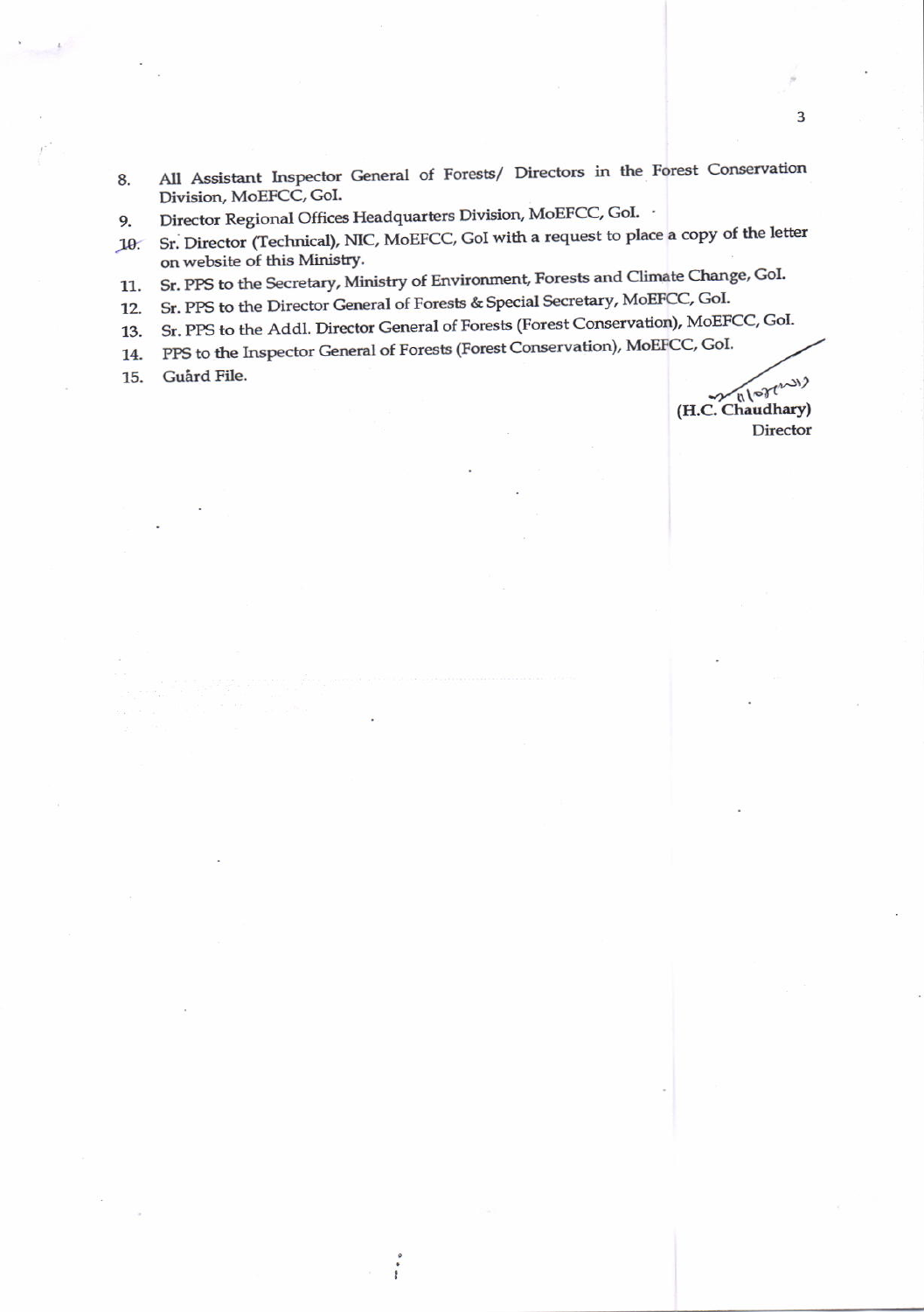8. All Assistant Inspector General of Forests/ Directors in the Forest Conservation Division, MoEFCC, GoI.
9. Director Regional Offices Headquarters Division, MoEFCC, GoI.
10. Sr. Director (Technical), NIC, MoEFCC, GoI with a request to place a copy of the letter on website of this Ministry.
11. Sr. PPS to the Secretary, Ministry of Environment, Forests and Climate Change, GoI.
12. Sr. PPS to the Director General of Forests & Special Secretary, MoEFCC, GoI.
13. Sr. PPS to the Addl. Director General of Forests (Forest Conservation), MoEFCC, GoI.
14. PPS to the Inspector General of Forests (Forest Conservation), MoEFCC, GoI.
15. Guard File.

**(H.C. Chaudhary)**
Director